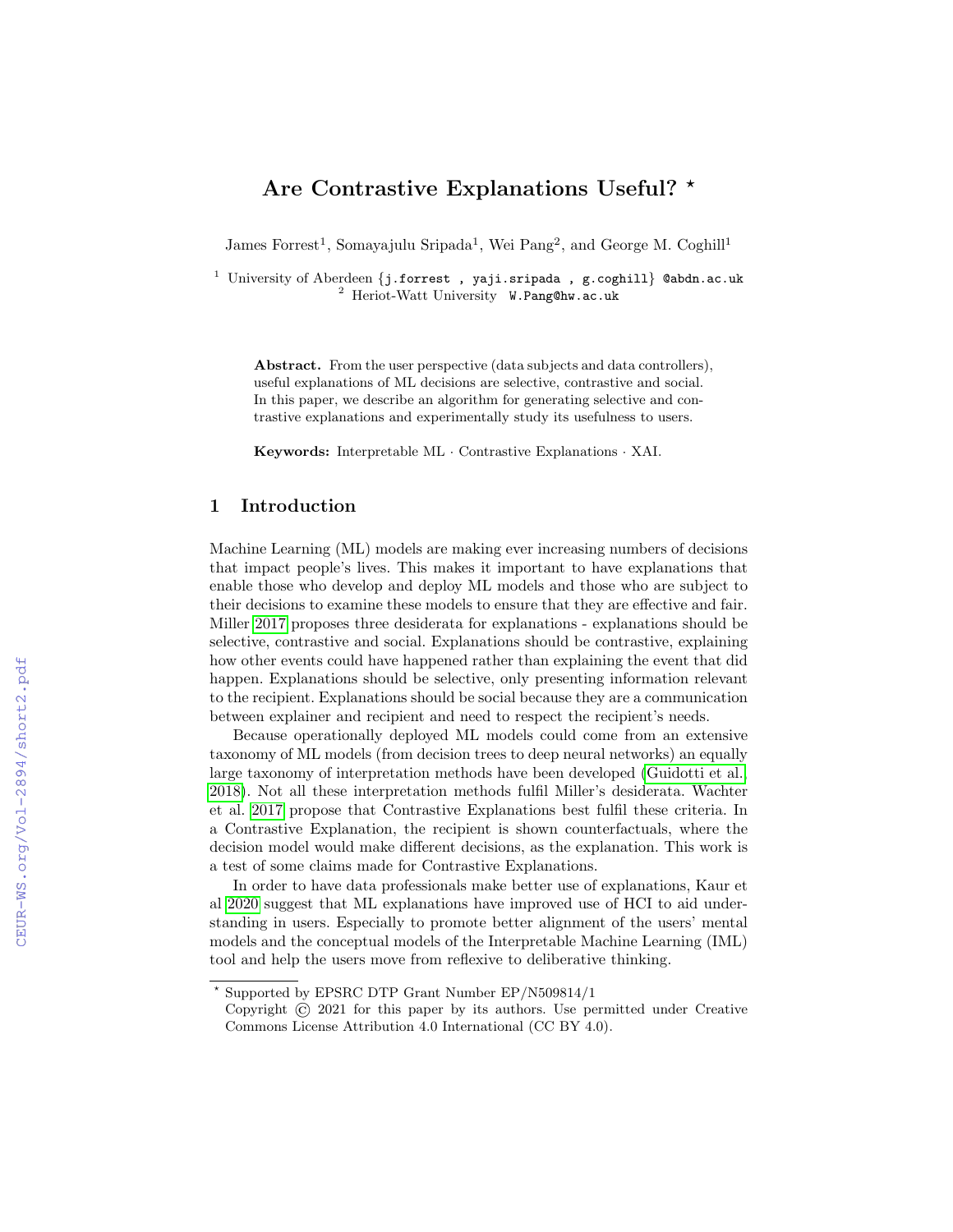# Are Contrastive Explanations Useful? *

James Forrest[1], Somayajulu Sripada[1], Wei Pang[2], and George M. Coghill[1]

[1] University of Aberdeen {j.forrest , yaji.sripada , g.coghill} @abdn.ac.uk
[2] Heriot-Watt University W.Pang@hw.ac.uk

**Abstract.** From the user perspective (data subjects and data controllers), useful explanations of ML decisions are selective, contrastive and social. In this paper, we describe an algorithm for generating selective and contrastive explanations and experimentally study its usefulness to users.

**Keywords:** Interpretable ML · Contrastive Explanations · XAI.

## 1 Introduction

Machine Learning (ML) models are making ever increasing numbers of decisions that impact people's lives. This makes it important to have explanations that enable those who develop and deploy ML models and those who are subject to their decisions to examine these models to ensure that they are effective and fair. Miller 2017 proposes three desiderata for explanations - explanations should be selective, contrastive and social. Explanations should be contrastive, explaining how other events could have happened rather than explaining the event that did happen. Explanations should be selective, only presenting information relevant to the recipient. Explanations should be social because they are a communication between explainer and recipient and need to respect the recipient's needs.

Because operationally deployed ML models could come from an extensive taxonomy of ML models (from decision trees to deep neural networks) an equally large taxonomy of interpretation methods have been developed (Guidotti et al. 2018). Not all these interpretation methods fulfil Miller's desiderata. Wachter et al. 2017 propose that Contrastive Explanations best fulfil these criteria. In a Contrastive Explanation, the recipient is shown counterfactuals, where the decision model would make different decisions, as the explanation. This work is a test of some claims made for Contrastive Explanations.

In order to have data professionals make better use of explanations, Kaur et al 2020 suggest that ML explanations have improved use of HCI to aid understanding in users. Especially to promote better alignment of the users' mental models and the conceptual models of the Interpretable Machine Learning (IML) tool and help the users move from reflexive to deliberative thinking.

* Supported by EPSRC DTP Grant Number EP/N509814/1
Copyright © 2021 for this paper by its authors. Use permitted under Creative Commons License Attribution 4.0 International (CC BY 4.0).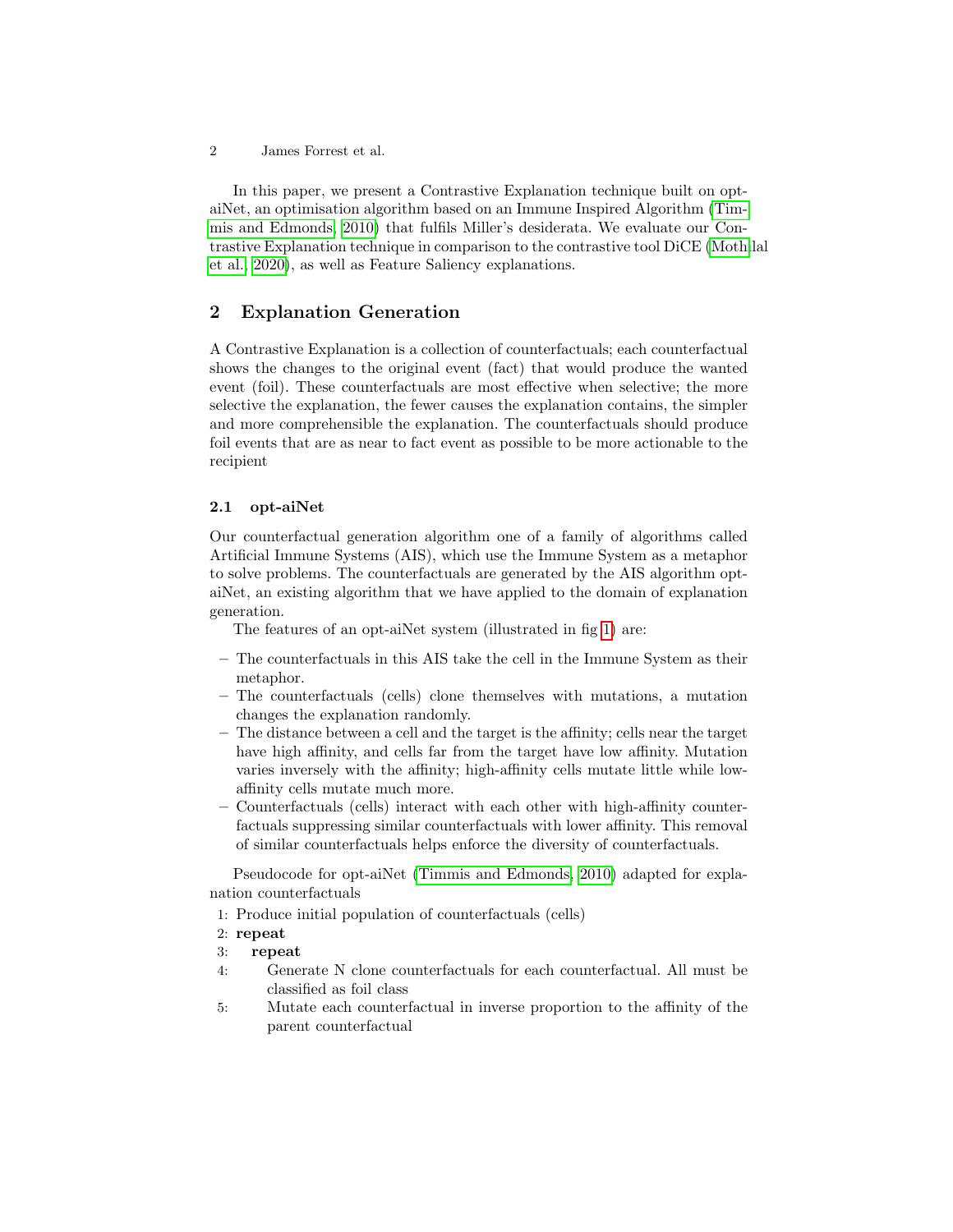In this paper, we present a Contrastive Explanation technique built on opt-aiNet, an optimisation algorithm based on an Immune Inspired Algorithm (Timmis and Edmonds, 2010) that fulfils Miller's desiderata. We evaluate our Contrastive Explanation technique in comparison to the contrastive tool DiCE (Mothilal et al., 2020), as well as Feature Saliency explanations.

## 2 Explanation Generation

A Contrastive Explanation is a collection of counterfactuals; each counterfactual shows the changes to the original event (fact) that would produce the wanted event (foil). These counterfactuals are most effective when selective; the more selective the explanation, the fewer causes the explanation contains, the simpler and more comprehensible the explanation. The counterfactuals should produce foil events that are as near to fact event as possible to be more actionable to the recipient

### 2.1 opt-aiNet

Our counterfactual generation algorithm one of a family of algorithms called Artificial Immune Systems (AIS), which use the Immune System as a metaphor to solve problems. The counterfactuals are generated by the AIS algorithm opt-aiNet, an existing algorithm that we have applied to the domain of explanation generation.

The features of an opt-aiNet system (illustrated in fig 1) are:

- The counterfactuals in this AIS take the cell in the Immune System as their metaphor.
- The counterfactuals (cells) clone themselves with mutations, a mutation changes the explanation randomly.
- The distance between a cell and the target is the affinity; cells near the target have high affinity, and cells far from the target have low affinity. Mutation varies inversely with the affinity; high-affinity cells mutate little while low-affinity cells mutate much more.
- Counterfactuals (cells) interact with each other with high-affinity counterfactuals suppressing similar counterfactuals with lower affinity. This removal of similar counterfactuals helps enforce the diversity of counterfactuals.

Pseudocode for opt-aiNet (Timmis and Edmonds, 2010) adapted for explanation counterfactuals

```
1: Produce initial population of counterfactuals (cells)
2: repeat
3:    repeat
4:        Generate N clone counterfactuals for each counterfactual. All must be
          classified as foil class
5:        Mutate each counterfactual in inverse proportion to the affinity of the
          parent counterfactual
```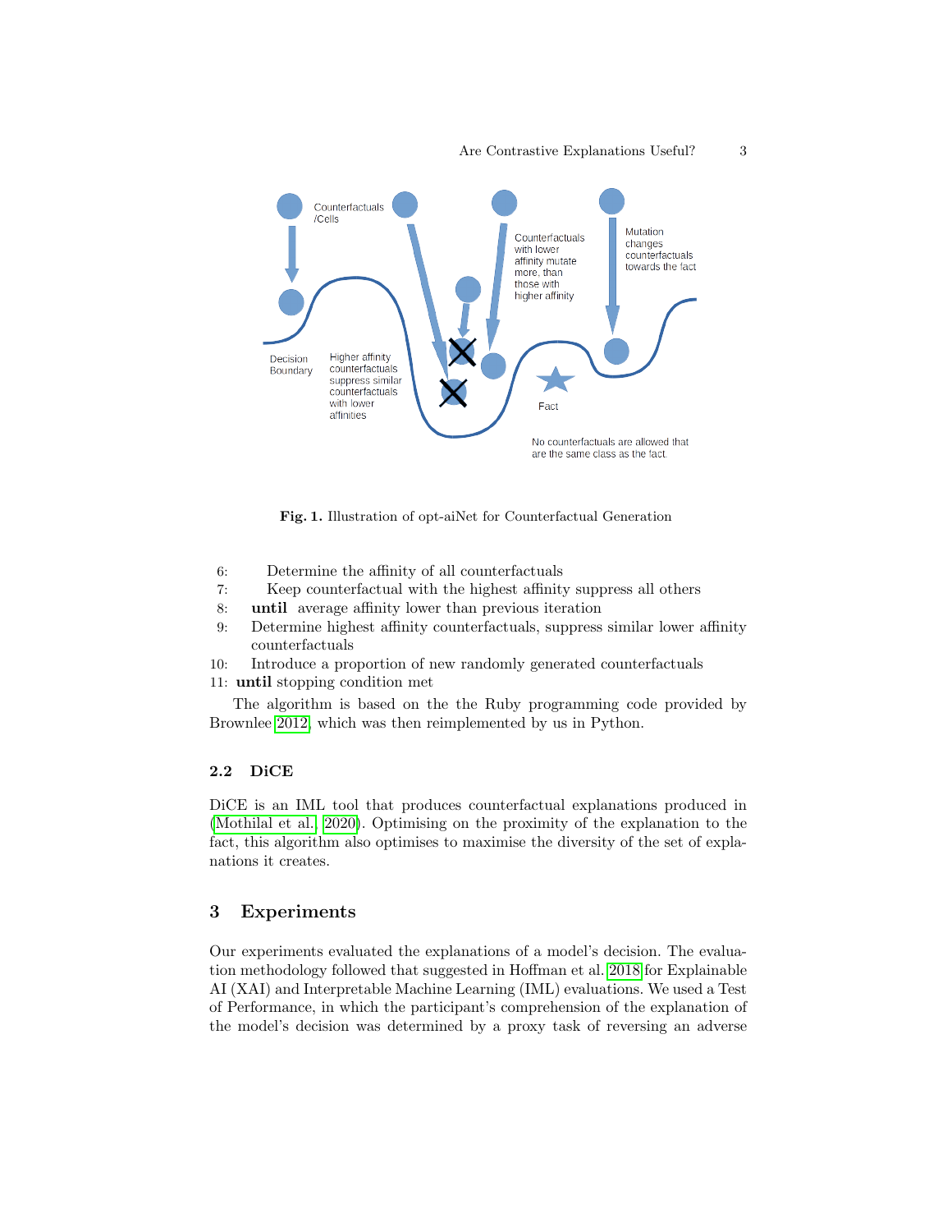Fig. 1. Illustration of opt-aiNet for Counterfactual Generation

6:     Determine the affinity of all counterfactuals
7:     Keep counterfactual with the highest affinity suppress all others
8:   **until** average affinity lower than previous iteration
9:   Determine highest affinity counterfactuals, suppress similar lower affinity counterfactuals
10:  Introduce a proportion of new randomly generated counterfactuals
11: **until** stopping condition met

The algorithm is based on the the Ruby programming code provided by Brownlee 2012, which was then reimplemented by us in Python.

### 2.2 DiCE

DiCE is an IML tool that produces counterfactual explanations produced in (Mothilal et al. 2020). Optimising on the proximity of the explanation to the fact, this algorithm also optimises to maximise the diversity of the set of explanations it creates.

## 3 Experiments

Our experiments evaluated the explanations of a model's decision. The evaluation methodology followed that suggested in Hoffman et al. 2018 for Explainable AI (XAI) and Interpretable Machine Learning (IML) evaluations. We used a Test of Performance, in which the participant's comprehension of the explanation of the model's decision was determined by a proxy task of reversing an adverse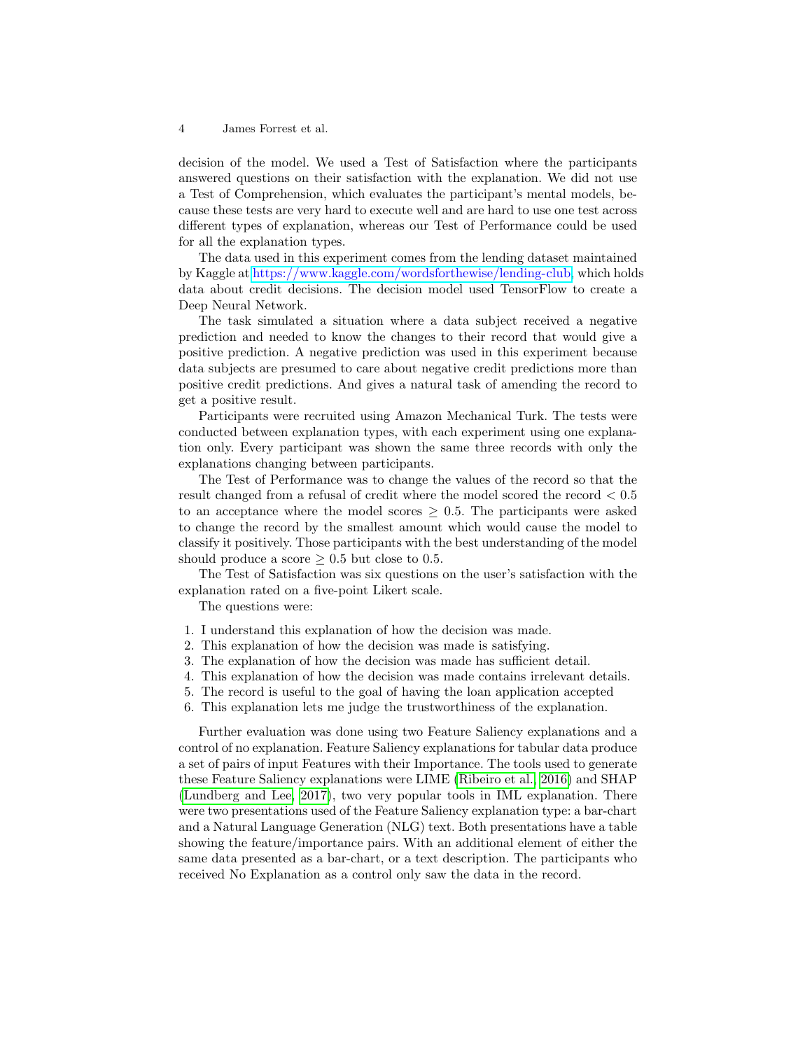decision of the model. We used a Test of Satisfaction where the participants answered questions on their satisfaction with the explanation. We did not use a Test of Comprehension, which evaluates the participant's mental models, because these tests are very hard to execute well and are hard to use one test across different types of explanation, whereas our Test of Performance could be used for all the explanation types.

The data used in this experiment comes from the lending dataset maintained by Kaggle at https://www.kaggle.com/wordsforthewise/lending-club, which holds data about credit decisions. The decision model used TensorFlow to create a Deep Neural Network.

The task simulated a situation where a data subject received a negative prediction and needed to know the changes to their record that would give a positive prediction. A negative prediction was used in this experiment because data subjects are presumed to care about negative credit predictions more than positive credit predictions. And gives a natural task of amending the record to get a positive result.

Participants were recruited using Amazon Mechanical Turk. The tests were conducted between explanation types, with each experiment using one explanation only. Every participant was shown the same three records with only the explanations changing between participants.

The Test of Performance was to change the values of the record so that the result changed from a refusal of credit where the model scored the record $< 0.5$ to an acceptance where the model scores $\geq 0.5$. The participants were asked to change the record by the smallest amount which would cause the model to classify it positively. Those participants with the best understanding of the model should produce a score $\geq 0.5$ but close to 0.5.

The Test of Satisfaction was six questions on the user's satisfaction with the explanation rated on a five-point Likert scale.

The questions were:

1. I understand this explanation of how the decision was made.
2. This explanation of how the decision was made is satisfying.
3. The explanation of how the decision was made has sufficient detail.
4. This explanation of how the decision was made contains irrelevant details.
5. The record is useful to the goal of having the loan application accepted
6. This explanation lets me judge the trustworthiness of the explanation.

Further evaluation was done using two Feature Saliency explanations and a control of no explanation. Feature Saliency explanations for tabular data produce a set of pairs of input Features with their Importance. The tools used to generate these Feature Saliency explanations were LIME (Ribeiro et al., 2016) and SHAP (Lundberg and Lee, 2017), two very popular tools in IML explanation. There were two presentations used of the Feature Saliency explanation type: a bar-chart and a Natural Language Generation (NLG) text. Both presentations have a table showing the feature/importance pairs. With an additional element of either the same data presented as a bar-chart, or a text description. The participants who received No Explanation as a control only saw the data in the record.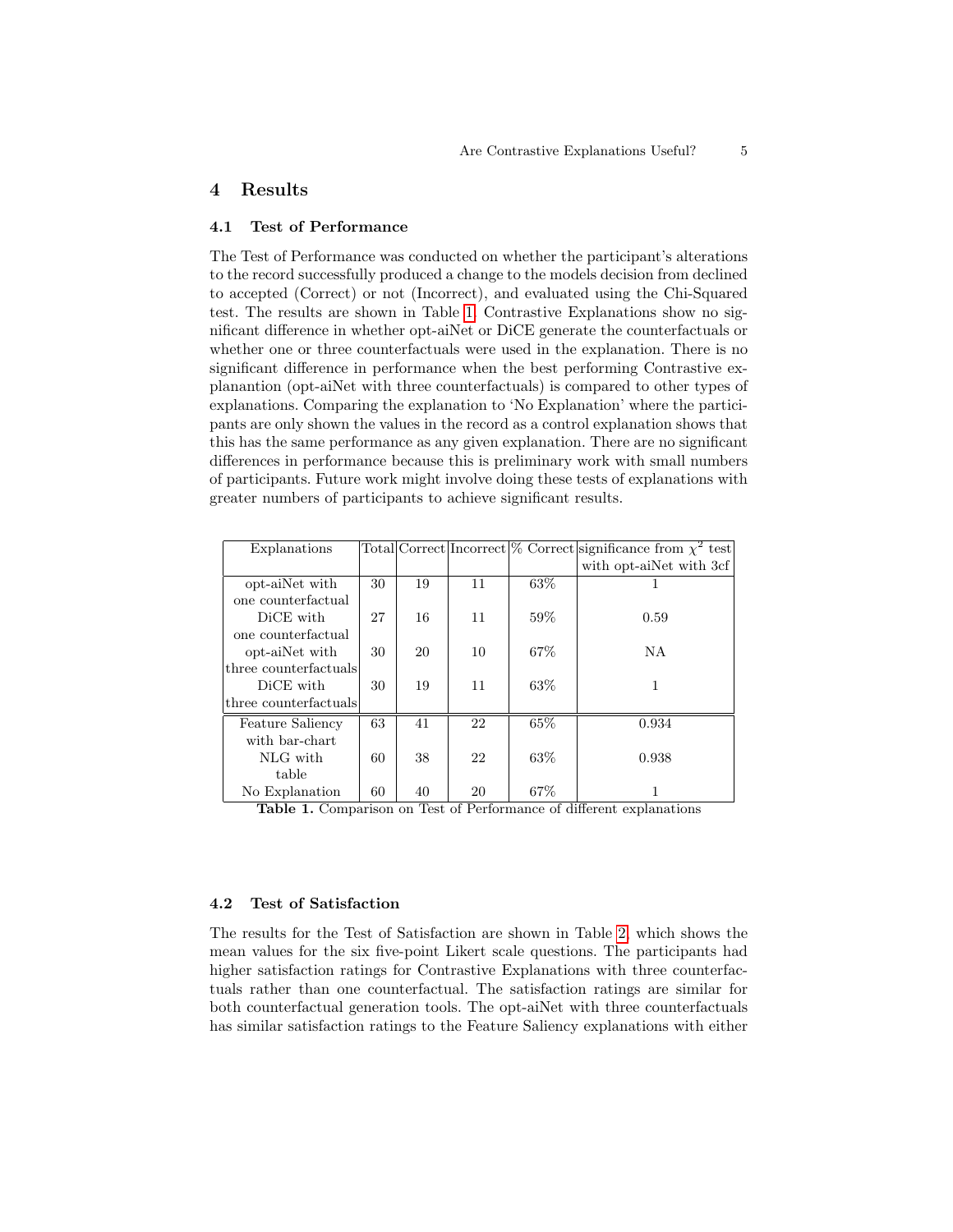## 4 Results

### 4.1 Test of Performance

The Test of Performance was conducted on whether the participant's alterations to the record successfully produced a change to the models decision from declined to accepted (Correct) or not (Incorrect), and evaluated using the Chi-Squared test. The results are shown in Table 1. Contrastive Explanations show no significant difference in whether opt-aiNet or DiCE generate the counterfactuals or whether one or three counterfactuals were used in the explanation. There is no significant difference in performance when the best performing Contrastive explanantion (opt-aiNet with three counterfactuals) is compared to other types of explanations. Comparing the explanation to 'No Explanation' where the participants are only shown the values in the record as a control explanation shows that this has the same performance as any given explanation. There are no significant differences in performance because this is preliminary work with small numbers of participants. Future work might involve doing these tests of explanations with greater numbers of participants to achieve significant results.

| Explanations | Total | Correct | Incorrect | % Correct | significance from $\chi^2$ test with opt-aiNet with 3cf |
|---|---|---|---|---|---|
| opt-aiNet with one counterfactual | 30 | 19 | 11 | 63% | 1 |
| DiCE with one counterfactual | 27 | 16 | 11 | 59% | 0.59 |
| opt-aiNet with three counterfactuals | 30 | 20 | 10 | 67% | NA |
| DiCE with three counterfactuals | 30 | 19 | 11 | 63% | 1 |
| Feature Saliency with bar-chart | 63 | 41 | 22 | 65% | 0.934 |
| NLG with table | 60 | 38 | 22 | 63% | 0.938 |
| No Explanation | 60 | 40 | 20 | 67% | 1 |

**Table 1.** Comparison on Test of Performance of different explanations

### 4.2 Test of Satisfaction

The results for the Test of Satisfaction are shown in Table 2, which shows the mean values for the six five-point Likert scale questions. The participants had higher satisfaction ratings for Contrastive Explanations with three counterfactuals rather than one counterfactual. The satisfaction ratings are similar for both counterfactual generation tools. The opt-aiNet with three counterfactuals has similar satisfaction ratings to the Feature Saliency explanations with either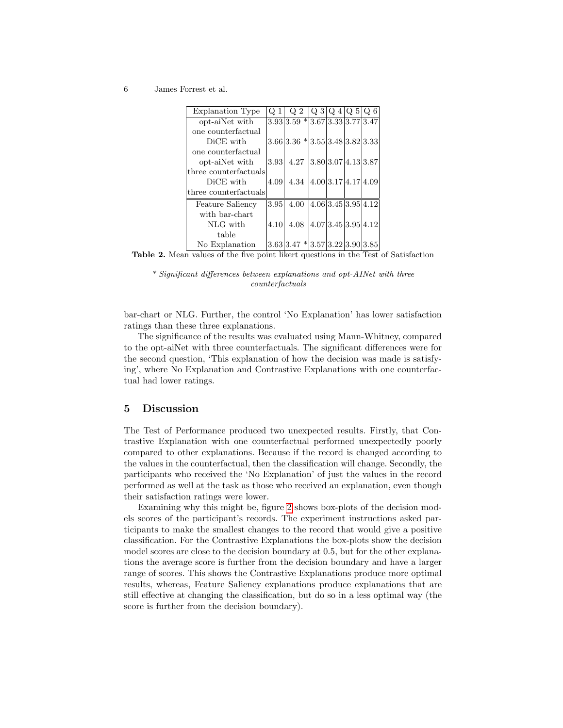| Explanation Type | Q 1 | Q 2 | Q 3 | Q 4 | Q 5 | Q 6 |
|---|---|---|---|---|---|---|
| opt-aiNet with one counterfactual | 3.93 | 3.59 * | 3.67 | 3.33 | 3.77 | 3.47 |
| DiCE with one counterfactual | 3.66 | 3.36 * | 3.55 | 3.48 | 3.82 | 3.33 |
| opt-aiNet with three counterfactuals | 3.93 | 4.27 | 3.80 | 3.07 | 4.13 | 3.87 |
| DiCE with three counterfactuals | 4.09 | 4.34 | 4.00 | 3.17 | 4.17 | 4.09 |
| Feature Saliency with bar-chart | 3.95 | 4.00 | 4.06 | 3.45 | 3.95 | 4.12 |
| NLG with table | 4.10 | 4.08 | 4.07 | 3.45 | 3.95 | 4.12 |
| No Explanation | 3.63 | 3.47 * | 3.57 | 3.22 | 3.90 | 3.85 |

**Table 2.** Mean values of the five point likert questions in the Test of Satisfaction

*\* Significant differences between explanations and opt-AINet with three counterfactuals*

bar-chart or NLG. Further, the control 'No Explanation' has lower satisfaction ratings than these three explanations.

The significance of the results was evaluated using Mann-Whitney, compared to the opt-aiNet with three counterfactuals. The significant differences were for the second question, 'This explanation of how the decision was made is satisfying', where No Explanation and Contrastive Explanations with one counterfactual had lower ratings.

## 5 Discussion

The Test of Performance produced two unexpected results. Firstly, that Contrastive Explanation with one counterfactual performed unexpectedly poorly compared to other explanations. Because if the record is changed according to the values in the counterfactual, then the classification will change. Secondly, the participants who received the 'No Explanation' of just the values in the record performed as well at the task as those who received an explanation, even though their satisfaction ratings were lower.

Examining why this might be, figure 2 shows box-plots of the decision models scores of the participant's records. The experiment instructions asked participants to make the smallest changes to the record that would give a positive classification. For the Contrastive Explanations the box-plots show the decision model scores are close to the decision boundary at 0.5, but for the other explanations the average score is further from the decision boundary and have a larger range of scores. This shows the Contrastive Explanations produce more optimal results, whereas, Feature Saliency explanations produce explanations that are still effective at changing the classification, but do so in a less optimal way (the score is further from the decision boundary).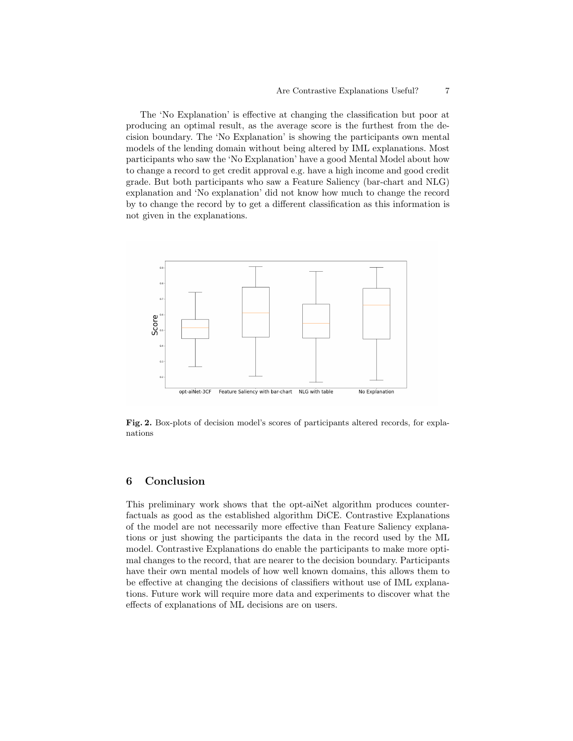The 'No Explanation' is effective at changing the classification but poor at producing an optimal result, as the average score is the furthest from the decision boundary. The 'No Explanation' is showing the participants own mental models of the lending domain without being altered by IML explanations. Most participants who saw the 'No Explanation' have a good Mental Model about how to change a record to get credit approval e.g. have a high income and good credit grade. But both participants who saw a Feature Saliency (bar-chart and NLG) explanation and 'No explanation' did not know how much to change the record by to change the record by to get a different classification as this information is not given in the explanations.

**Fig. 2.** Box-plots of decision model's scores of participants altered records, for explanations

## 6 Conclusion

This preliminary work shows that the opt-aiNet algorithm produces counterfactuals as good as the established algorithm DiCE. Contrastive Explanations of the model are not necessarily more effective than Feature Saliency explanations or just showing the participants the data in the record used by the ML model. Contrastive Explanations do enable the participants to make more optimal changes to the record, that are nearer to the decision boundary. Participants have their own mental models of how well known domains, this allows them to be effective at changing the decisions of classifiers without use of IML explanations. Future work will require more data and experiments to discover what the effects of explanations of ML decisions are on users.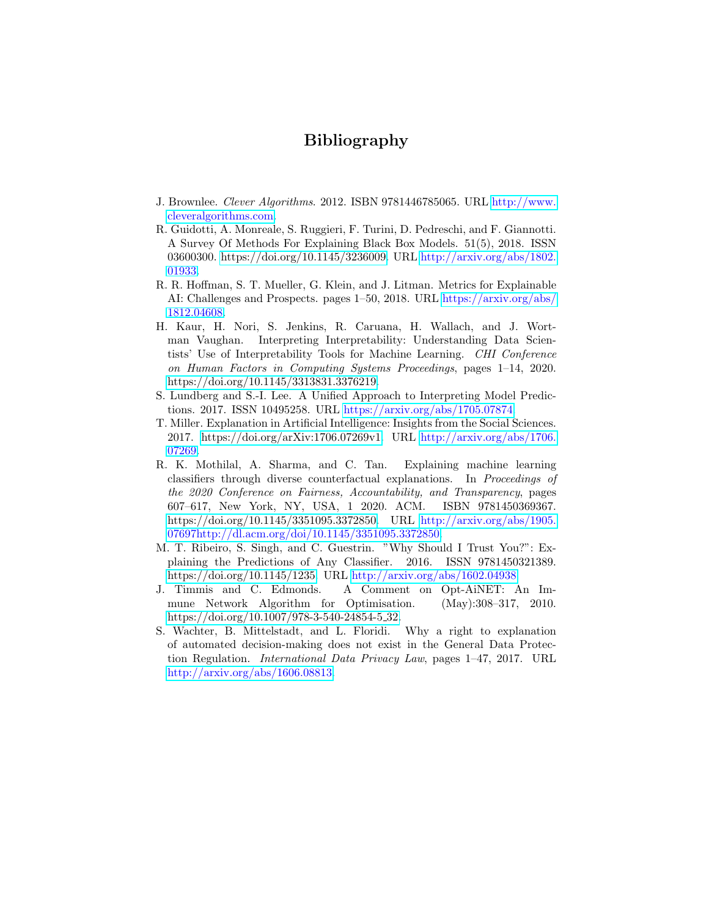# Bibliography

J. Brownlee. *Clever Algorithms*. 2012. ISBN 9781446785065. URL http://www.cleveralgorithms.com.

R. Guidotti, A. Monreale, S. Ruggieri, F. Turini, D. Pedreschi, and F. Giannotti. A Survey Of Methods For Explaining Black Box Models. 51(5), 2018. ISSN 03600300. https://doi.org/10.1145/3236009. URL http://arxiv.org/abs/1802.01933.

R. R. Hoffman, S. T. Mueller, G. Klein, and J. Litman. Metrics for Explainable AI: Challenges and Prospects. pages 1–50, 2018. URL https://arxiv.org/abs/1812.04608.

H. Kaur, H. Nori, S. Jenkins, R. Caruana, H. Wallach, and J. Wortman Vaughan. Interpreting Interpretability: Understanding Data Scientists' Use of Interpretability Tools for Machine Learning. *CHI Conference on Human Factors in Computing Systems Proceedings*, pages 1–14, 2020. https://doi.org/10.1145/3313831.3376219.

S. Lundberg and S.-I. Lee. A Unified Approach to Interpreting Model Predictions. 2017. ISSN 10495258. URL https://arxiv.org/abs/1705.07874.

T. Miller. Explanation in Artificial Intelligence: Insights from the Social Sciences. 2017. https://doi.org/arXiv:1706.07269v1. URL http://arxiv.org/abs/1706.07269.

R. K. Mothilal, A. Sharma, and C. Tan. Explaining machine learning classifiers through diverse counterfactual explanations. In *Proceedings of the 2020 Conference on Fairness, Accountability, and Transparency*, pages 607–617, New York, NY, USA, 1 2020. ACM. ISBN 9781450369367. https://doi.org/10.1145/3351095.3372850. URL http://arxiv.org/abs/1905.07697http://dl.acm.org/doi/10.1145/3351095.3372850.

M. T. Ribeiro, S. Singh, and C. Guestrin. "Why Should I Trust You?": Explaining the Predictions of Any Classifier. 2016. ISSN 9781450321389. https://doi.org/10.1145/1235. URL http://arxiv.org/abs/1602.04938.

J. Timmis and C. Edmonds. A Comment on Opt-AiNET: An Immune Network Algorithm for Optimisation. (May):308–317, 2010. https://doi.org/10.1007/978-3-540-24854-5_32.

S. Wachter, B. Mittelstadt, and L. Floridi. Why a right to explanation of automated decision-making does not exist in the General Data Protection Regulation. *International Data Privacy Law*, pages 1–47, 2017. URL http://arxiv.org/abs/1606.08813.